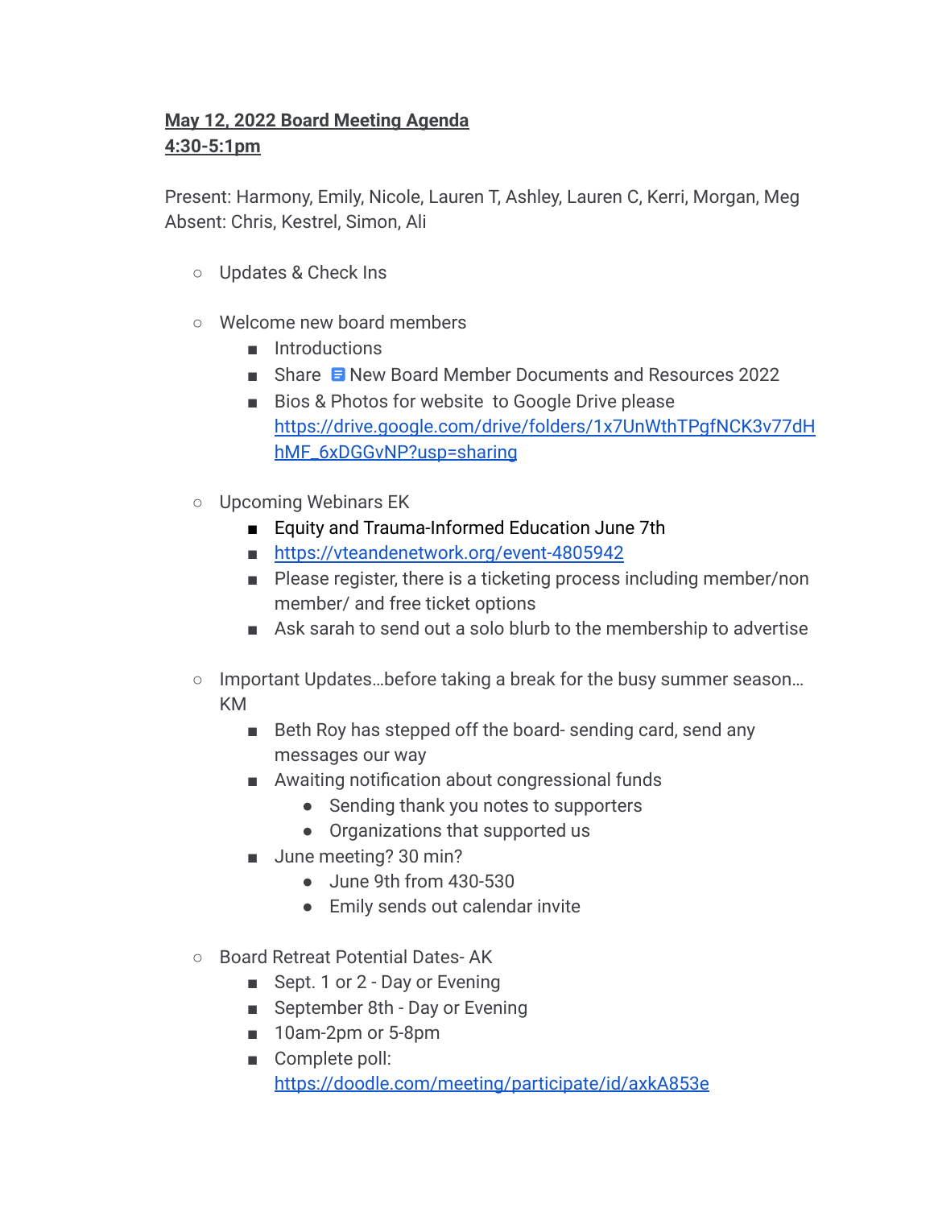**<u>May 12, 2022 Board Meeting Agenda</u>**
**<u>4:30-5:1pm</u>**

Present: Harmony, Emily, Nicole, Lauren T, Ashley, Lauren C, Kerri, Morgan, Meg
Absent: Chris, Kestrel, Simon, Ali

- Updates & Check Ins

- Welcome new board members
  - Introductions
  - Share New Board Member Documents and Resources 2022
  - Bios & Photos for website to Google Drive please [https://drive.google.com/drive/folders/1x7UnWthTPgfNCK3v77dHhMF_6xDGGvNP?usp=sharing](https://drive.google.com/drive/folders/1x7UnWthTPgfNCK3v77dHhMF_6xDGGvNP?usp=sharing)

- Upcoming Webinars EK
  - Equity and Trauma-Informed Education June 7th
  - [https://vteandenetwork.org/event-4805942](https://vteandenetwork.org/event-4805942)
  - Please register, there is a ticketing process including member/non member/ and free ticket options
  - Ask sarah to send out a solo blurb to the membership to advertise

- Important Updates…before taking a break for the busy summer season… KM
  - Beth Roy has stepped off the board- sending card, send any messages our way
  - Awaiting notification about congressional funds
    - Sending thank you notes to supporters
    - Organizations that supported us
  - June meeting? 30 min?
    - June 9th from 430-530
    - Emily sends out calendar invite

- Board Retreat Potential Dates- AK
  - Sept. 1 or 2 - Day or Evening
  - September 8th - Day or Evening
  - 10am-2pm or 5-8pm
  - Complete poll: [https://doodle.com/meeting/participate/id/axkA853e](https://doodle.com/meeting/participate/id/axkA853e)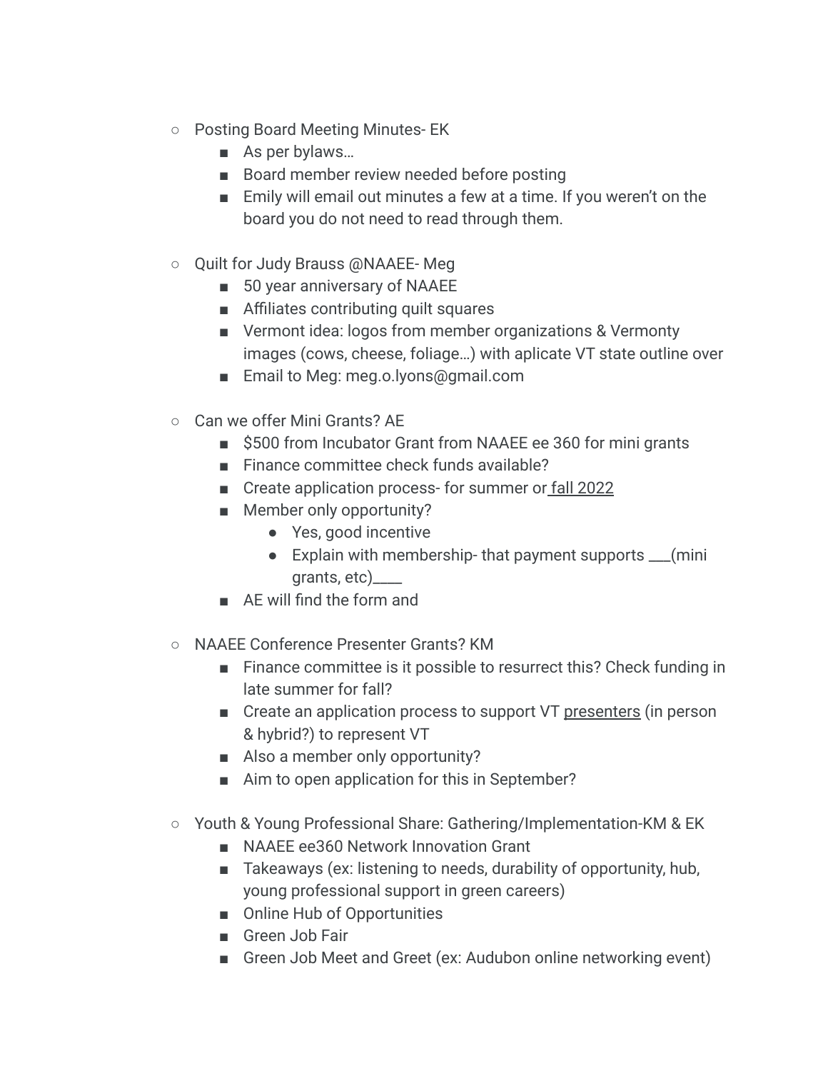- Posting Board Meeting Minutes- EK
  - As per bylaws…
  - Board member review needed before posting
  - Emily will email out minutes a few at a time. If you weren't on the board you do not need to read through them.

- Quilt for Judy Brauss @NAAEE- Meg
  - 50 year anniversary of NAAEE
  - Affiliates contributing quilt squares
  - Vermont idea: logos from member organizations & Vermonty images (cows, cheese, foliage…) with aplicate VT state outline over
  - Email to Meg: meg.o.lyons@gmail.com

- Can we offer Mini Grants? AE
  - $500 from Incubator Grant from NAAEE ee 360 for mini grants
  - Finance committee check funds available?
  - Create application process- for summer or fall 2022
  - Member only opportunity?
    - Yes, good incentive
    - Explain with membership- that payment supports ___(mini grants, etc)____
  - AE will find the form and

- NAAEE Conference Presenter Grants? KM
  - Finance committee is it possible to resurrect this? Check funding in late summer for fall?
  - Create an application process to support VT presenters (in person & hybrid?) to represent VT
  - Also a member only opportunity?
  - Aim to open application for this in September?

- Youth & Young Professional Share: Gathering/Implementation-KM & EK
  - NAAEE ee360 Network Innovation Grant
  - Takeaways (ex: listening to needs, durability of opportunity, hub, young professional support in green careers)
  - Online Hub of Opportunities
  - Green Job Fair
  - Green Job Meet and Greet (ex: Audubon online networking event)